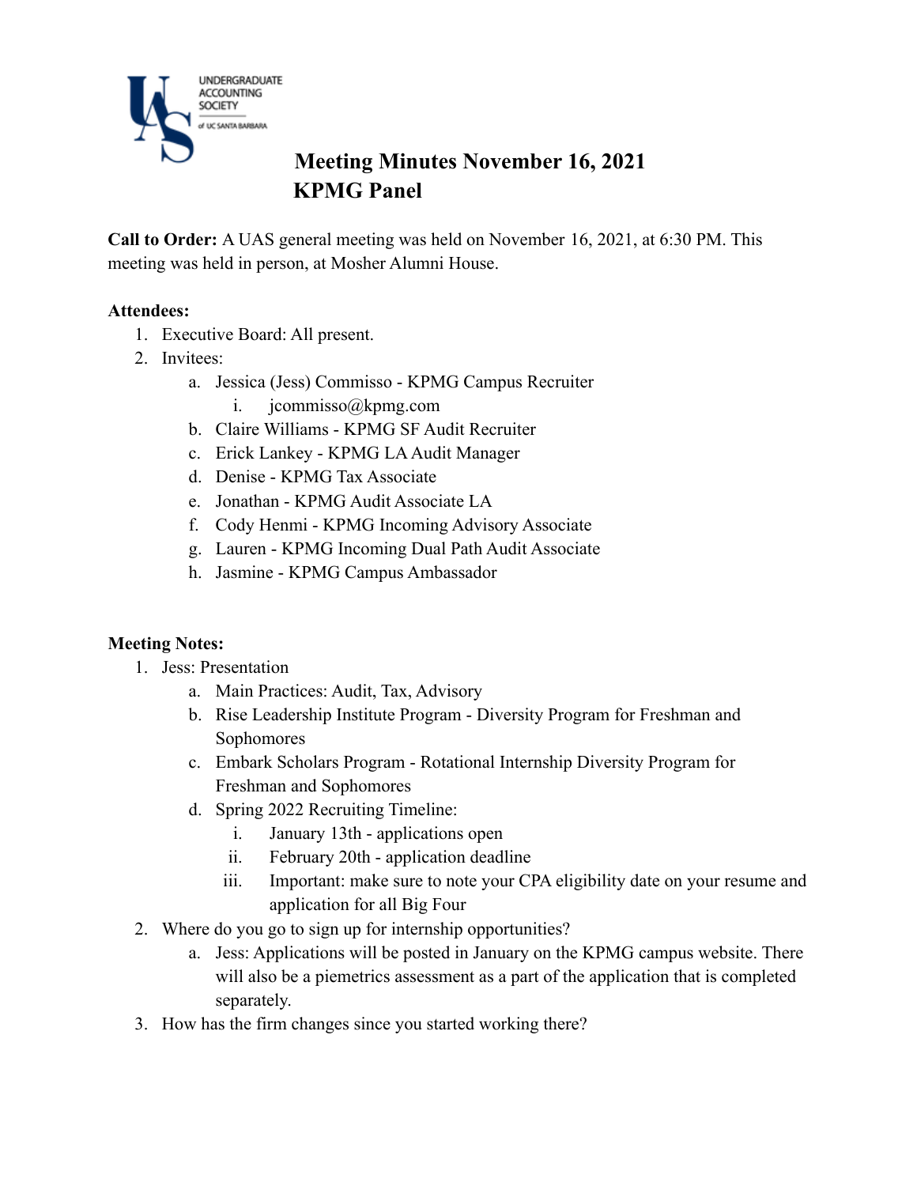UNDERGRADUATE ACCOUNTING SOCIETY of UC SANTA BARBARA

# Meeting Minutes November 16, 2021
# KPMG Panel

**Call to Order:** A UAS general meeting was held on November 16, 2021, at 6:30 PM. This meeting was held in person, at Mosher Alumni House.

**Attendees:**

1. Executive Board: All present.
2. Invitees:
   a. Jessica (Jess) Commisso - KPMG Campus Recruiter
      i. jcommisso@kpmg.com
   b. Claire Williams - KPMG SF Audit Recruiter
   c. Erick Lankey - KPMG LA Audit Manager
   d. Denise - KPMG Tax Associate
   e. Jonathan - KPMG Audit Associate LA
   f. Cody Henmi - KPMG Incoming Advisory Associate
   g. Lauren - KPMG Incoming Dual Path Audit Associate
   h. Jasmine - KPMG Campus Ambassador

**Meeting Notes:**

1. Jess: Presentation
   a. Main Practices: Audit, Tax, Advisory
   b. Rise Leadership Institute Program - Diversity Program for Freshman and Sophomores
   c. Embark Scholars Program - Rotational Internship Diversity Program for Freshman and Sophomores
   d. Spring 2022 Recruiting Timeline:
      i. January 13th - applications open
      ii. February 20th - application deadline
      iii. Important: make sure to note your CPA eligibility date on your resume and application for all Big Four
2. Where do you go to sign up for internship opportunities?
   a. Jess: Applications will be posted in January on the KPMG campus website. There will also be a piemetrics assessment as a part of the application that is completed separately.
3. How has the firm changes since you started working there?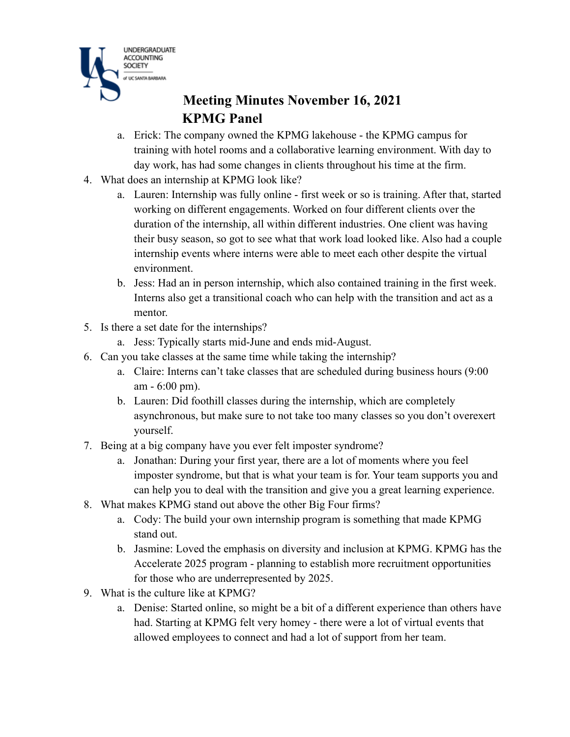# Meeting Minutes November 16, 2021
## KPMG Panel

   a. Erick: The company owned the KPMG lakehouse - the KPMG campus for training with hotel rooms and a collaborative learning environment. With day to day work, has had some changes in clients throughout his time at the firm.

4. What does an internship at KPMG look like?
   a. Lauren: Internship was fully online - first week or so is training. After that, started working on different engagements. Worked on four different clients over the duration of the internship, all within different industries. One client was having their busy season, so got to see what that work load looked like. Also had a couple internship events where interns were able to meet each other despite the virtual environment.
   b. Jess: Had an in person internship, which also contained training in the first week. Interns also get a transitional coach who can help with the transition and act as a mentor.
5. Is there a set date for the internships?
   a. Jess: Typically starts mid-June and ends mid-August.
6. Can you take classes at the same time while taking the internship?
   a. Claire: Interns can't take classes that are scheduled during business hours (9:00 am - 6:00 pm).
   b. Lauren: Did foothill classes during the internship, which are completely asynchronous, but make sure to not take too many classes so you don't overexert yourself.
7. Being at a big company have you ever felt imposter syndrome?
   a. Jonathan: During your first year, there are a lot of moments where you feel imposter syndrome, but that is what your team is for. Your team supports you and can help you to deal with the transition and give you a great learning experience.
8. What makes KPMG stand out above the other Big Four firms?
   a. Cody: The build your own internship program is something that made KPMG stand out.
   b. Jasmine: Loved the emphasis on diversity and inclusion at KPMG. KPMG has the Accelerate 2025 program - planning to establish more recruitment opportunities for those who are underrepresented by 2025.
9. What is the culture like at KPMG?
   a. Denise: Started online, so might be a bit of a different experience than others have had. Starting at KPMG felt very homey - there were a lot of virtual events that allowed employees to connect and had a lot of support from her team.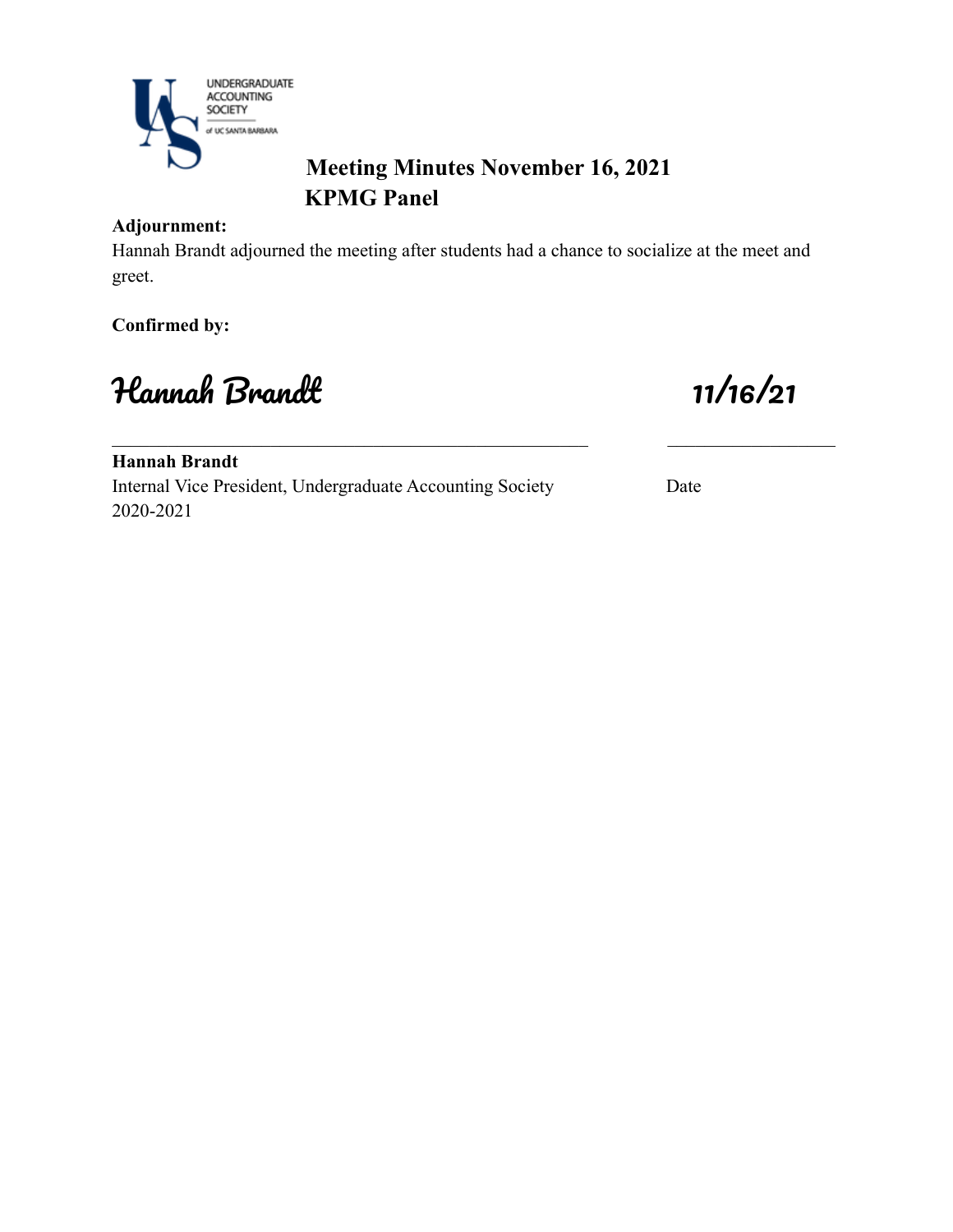UNDERGRADUATE ACCOUNTING SOCIETY of UC SANTA BARBARA

# Meeting Minutes November 16, 2021
# KPMG Panel

**Adjournment:**
Hannah Brandt adjourned the meeting after students had a chance to socialize at the meet and greet.

**Confirmed by:**

Hannah Brandt 11/16/21

**Hannah Brandt**
Internal Vice President, Undergraduate Accounting Society 2020-2021

Date